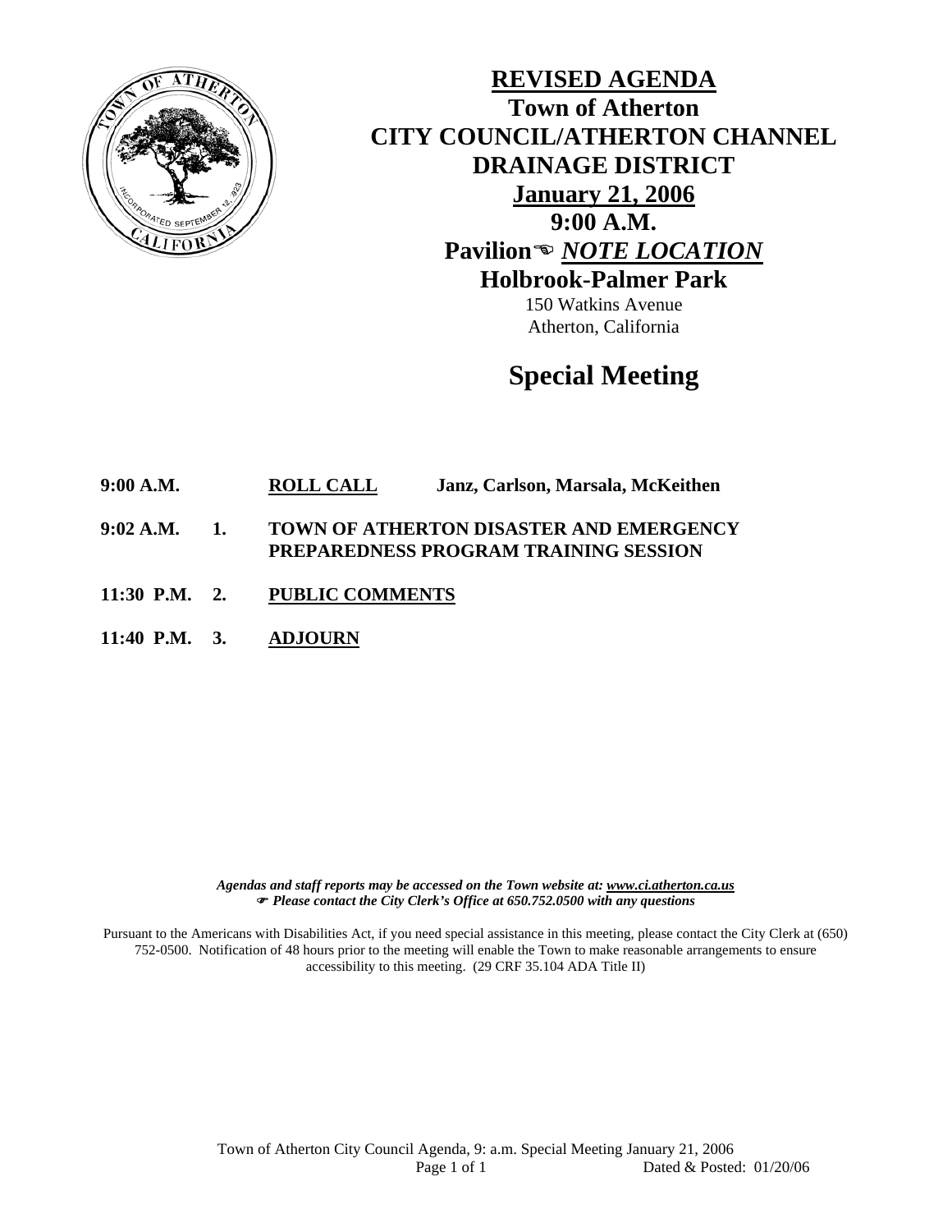# REVISED AGENDA

## Town of Atherton
## CITY COUNCIL/ATHERTON CHANNEL DRAINAGE DISTRICT

**January 21, 2006**

**9:00 A.M.**

**Pavilion☞ *NOTE LOCATION***

**Holbrook-Palmer Park**

150 Watkins Avenue
Atherton, California

# Special Meeting

**9:00 A.M.** **ROLL CALL** **Janz, Carlson, Marsala, McKeithen**

**9:02 A.M. 1. TOWN OF ATHERTON DISASTER AND EMERGENCY PREPAREDNESS PROGRAM TRAINING SESSION**

**11:30 P.M. 2. PUBLIC COMMENTS**

**11:40 P.M. 3. ADJOURN**

*Agendas and staff reports may be accessed on the Town website at: www.ci.atherton.ca.us*
☞ *Please contact the City Clerk's Office at 650.752.0500 with any questions*

Pursuant to the Americans with Disabilities Act, if you need special assistance in this meeting, please contact the City Clerk at (650) 752-0500. Notification of 48 hours prior to the meeting will enable the Town to make reasonable arrangements to ensure accessibility to this meeting. (29 CRF 35.104 ADA Title II)

Town of Atherton City Council Agenda, 9: a.m. Special Meeting January 21, 2006
Dated & Posted: 01/20/06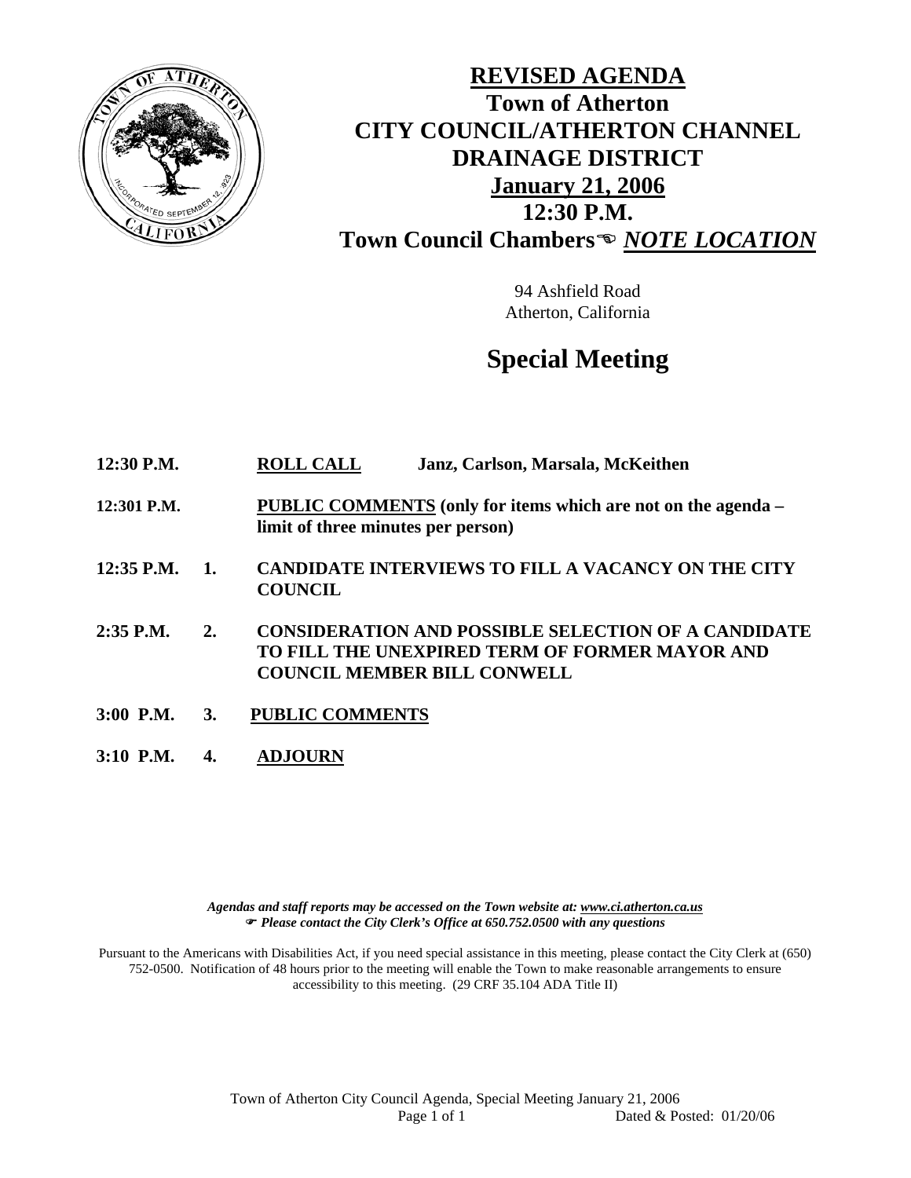# REVISED AGENDA

## Town of Atherton
## CITY COUNCIL/ATHERTON CHANNEL DRAINAGE DISTRICT
## January 21, 2006
## 12:30 P.M.
## Town Council Chambers☞ *NOTE LOCATION*

94 Ashfield Road
Atherton, California

# Special Meeting

**12:30 P.M.** **ROLL CALL** **Janz, Carlson, Marsala, McKeithen**

**12:301 P.M.** **PUBLIC COMMENTS (only for items which are not on the agenda – limit of three minutes per person)**

**12:35 P.M. 1. CANDIDATE INTERVIEWS TO FILL A VACANCY ON THE CITY COUNCIL**

**2:35 P.M. 2. CONSIDERATION AND POSSIBLE SELECTION OF A CANDIDATE TO FILL THE UNEXPIRED TERM OF FORMER MAYOR AND COUNCIL MEMBER BILL CONWELL**

**3:00 P.M. 3. PUBLIC COMMENTS**

**3:10 P.M. 4. ADJOURN**

***Agendas and staff reports may be accessed on the Town website at: www.ci.atherton.ca.us***
***☞ Please contact the City Clerk's Office at 650.752.0500 with any questions***

Pursuant to the Americans with Disabilities Act, if you need special assistance in this meeting, please contact the City Clerk at (650) 752-0500. Notification of 48 hours prior to the meeting will enable the Town to make reasonable arrangements to ensure accessibility to this meeting. (29 CRF 35.104 ADA Title II)

Town of Atherton City Council Agenda, Special Meeting January 21, 2006
Dated & Posted: 01/20/06